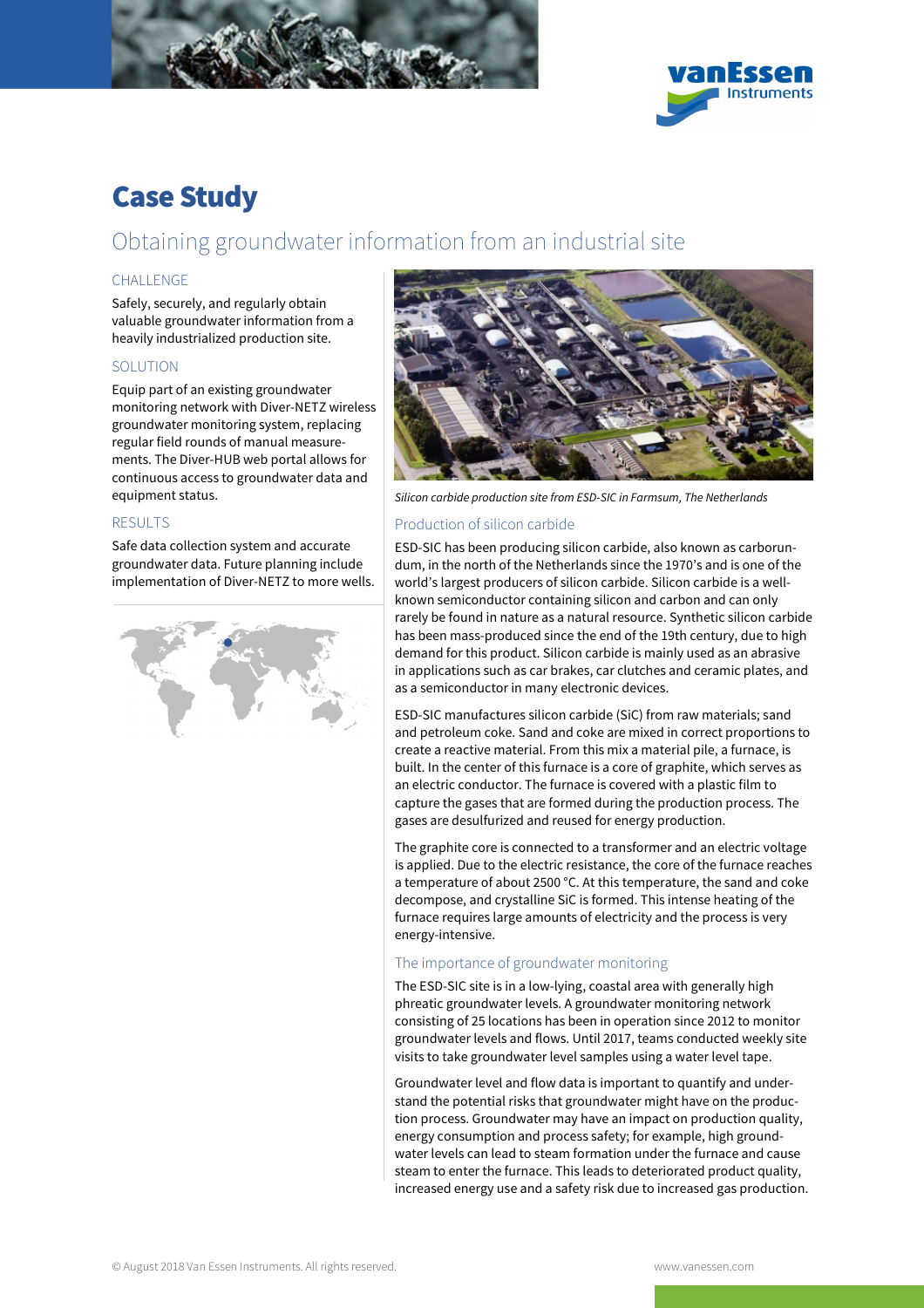# Case Study

## Obtaining groundwater information from an industrial site

### CHALLENGE

Safely, securely, and regularly obtain valuable groundwater information from a heavily industrialized production site.

### SOLUTION

Equip part of an existing groundwater monitoring network with Diver-NETZ wireless groundwater monitoring system, replacing regular field rounds of manual measurements. The Diver-HUB web portal allows for continuous access to groundwater data and equipment status.

### RESULTS

Safe data collection system and accurate groundwater data. Future planning include implementation of Diver-NETZ to more wells.

*Silicon carbide production site from ESD-SIC in Farmsum, The Netherlands*

### Production of silicon carbide

ESD-SIC has been producing silicon carbide, also known as carborundum, in the north of the Netherlands since the 1970's and is one of the world's largest producers of silicon carbide. Silicon carbide is a well-known semiconductor containing silicon and carbon and can only rarely be found in nature as a natural resource. Synthetic silicon carbide has been mass-produced since the end of the 19th century, due to high demand for this product. Silicon carbide is mainly used as an abrasive in applications such as car brakes, car clutches and ceramic plates, and as a semiconductor in many electronic devices.

ESD-SIC manufactures silicon carbide (SiC) from raw materials; sand and petroleum coke. Sand and coke are mixed in correct proportions to create a reactive material. From this mix a material pile, a furnace, is built. In the center of this furnace is a core of graphite, which serves as an electric conductor. The furnace is covered with a plastic film to capture the gases that are formed during the production process. The gases are desulfurized and reused for energy production.

The graphite core is connected to a transformer and an electric voltage is applied. Due to the electric resistance, the core of the furnace reaches a temperature of about 2500 °C. At this temperature, the sand and coke decompose, and crystalline SiC is formed. This intense heating of the furnace requires large amounts of electricity and the process is very energy-intensive.

### The importance of groundwater monitoring

The ESD-SIC site is in a low-lying, coastal area with generally high phreatic groundwater levels. A groundwater monitoring network consisting of 25 locations has been in operation since 2012 to monitor groundwater levels and flows. Until 2017, teams conducted weekly site visits to take groundwater level samples using a water level tape.

Groundwater level and flow data is important to quantify and understand the potential risks that groundwater might have on the production process. Groundwater may have an impact on production quality, energy consumption and process safety; for example, high groundwater levels can lead to steam formation under the furnace and cause steam to enter the furnace. This leads to deteriorated product quality, increased energy use and a safety risk due to increased gas production.

© August 2018 Van Essen Instruments. All rights reserved.

www.vanessen.com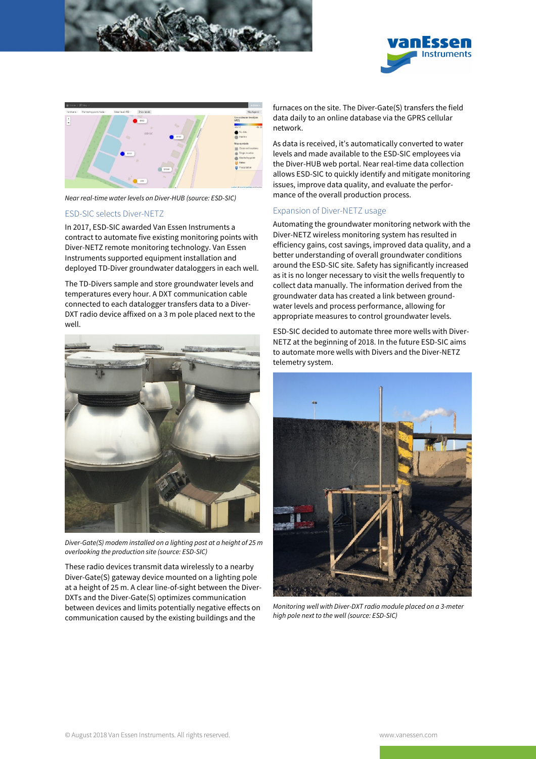*Near real-time water levels on Diver-HUB (source: ESD-SIC)*

## ESD-SIC selects Diver-NETZ

In 2017, ESD-SIC awarded Van Essen Instruments a contract to automate five existing monitoring points with Diver-NETZ remote monitoring technology. Van Essen Instruments supported equipment installation and deployed TD-Diver groundwater dataloggers in each well.

The TD-Divers sample and store groundwater levels and temperatures every hour. A DXT communication cable connected to each datalogger transfers data to a Diver-DXT radio device affixed on a 3 m pole placed next to the well.

*Diver-Gate(S) modem installed on a lighting post at a height of 25 m overlooking the production site (source: ESD-SIC)*

These radio devices transmit data wirelessly to a nearby Diver-Gate(S) gateway device mounted on a lighting pole at a height of 25 m. A clear line-of-sight between the Diver-DXTs and the Diver-Gate(S) optimizes communication between devices and limits potentially negative effects on communication caused by the existing buildings and the furnaces on the site. The Diver-Gate(S) transfers the field data daily to an online database via the GPRS cellular network.

As data is received, it's automatically converted to water levels and made available to the ESD-SIC employees via the Diver-HUB web portal. Near real-time data collection allows ESD-SIC to quickly identify and mitigate monitoring issues, improve data quality, and evaluate the performance of the overall production process.

## Expansion of Diver-NETZ usage

Automating the groundwater monitoring network with the Diver-NETZ wireless monitoring system has resulted in efficiency gains, cost savings, improved data quality, and a better understanding of overall groundwater conditions around the ESD-SIC site. Safety has significantly increased as it is no longer necessary to visit the wells frequently to collect data manually. The information derived from the groundwater data has created a link between groundwater levels and process performance, allowing for appropriate measures to control groundwater levels.

ESD-SIC decided to automate three more wells with Diver-NETZ at the beginning of 2018. In the future ESD-SIC aims to automate more wells with Divers and the Diver-NETZ telemetry system.

*Monitoring well with Diver-DXT radio module placed on a 3-meter high pole next to the well (source: ESD-SIC)*

© August 2018 Van Essen Instruments. All rights reserved.

www.vanessen.com